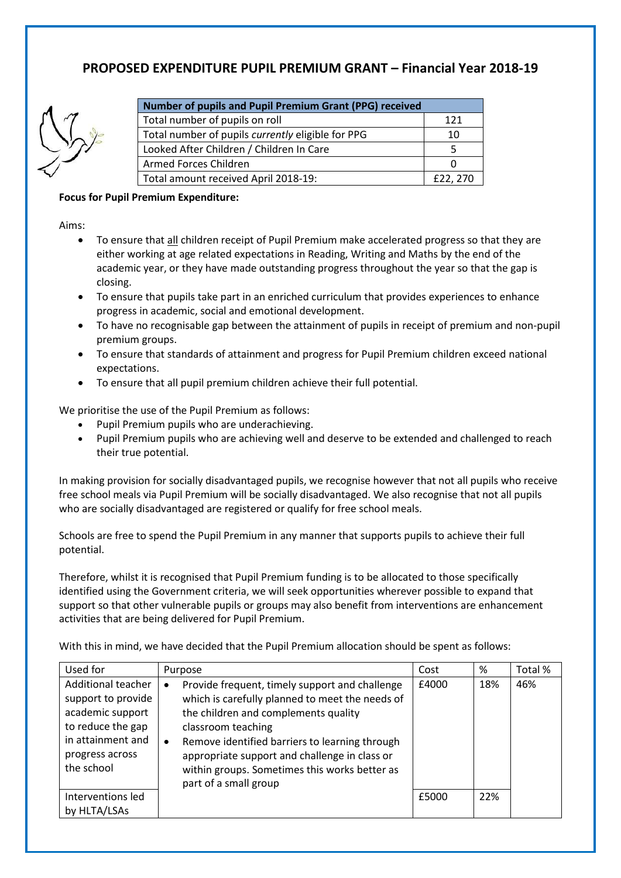# PROPOSED EXPENDITURE PUPIL PREMIUM GRANT – Financial Year 2018-19

| Number of pupils and Pupil Premium Grant (PPG) received | |
|---|---|
| Total number of pupils on roll | 121 |
| Total number of pupils *currently* eligible for PPG | 10 |
| Looked After Children / Children In Care | 5 |
| Armed Forces Children | 0 |
| Total amount received April 2018-19: | £22, 270 |

**Focus for Pupil Premium Expenditure:**

Aims:

- To ensure that all children receipt of Pupil Premium make accelerated progress so that they are either working at age related expectations in Reading, Writing and Maths by the end of the academic year, or they have made outstanding progress throughout the year so that the gap is closing.
- To ensure that pupils take part in an enriched curriculum that provides experiences to enhance progress in academic, social and emotional development.
- To have no recognisable gap between the attainment of pupils in receipt of premium and non-pupil premium groups.
- To ensure that standards of attainment and progress for Pupil Premium children exceed national expectations.
- To ensure that all pupil premium children achieve their full potential.

We prioritise the use of the Pupil Premium as follows:

- Pupil Premium pupils who are underachieving.
- Pupil Premium pupils who are achieving well and deserve to be extended and challenged to reach their true potential.

In making provision for socially disadvantaged pupils, we recognise however that not all pupils who receive free school meals via Pupil Premium will be socially disadvantaged. We also recognise that not all pupils who are socially disadvantaged are registered or qualify for free school meals.

Schools are free to spend the Pupil Premium in any manner that supports pupils to achieve their full potential.

Therefore, whilst it is recognised that Pupil Premium funding is to be allocated to those specifically identified using the Government criteria, we will seek opportunities wherever possible to expand that support so that other vulnerable pupils or groups may also benefit from interventions are enhancement activities that are being delivered for Pupil Premium.

With this in mind, we have decided that the Pupil Premium allocation should be spent as follows:

| Used for | Purpose | Cost | % | Total % |
|---|---|---|---|---|
| Additional teacher support to provide academic support to reduce the gap in attainment and progress across the school | • Provide frequent, timely support and challenge which is carefully planned to meet the needs of the children and complements quality classroom teaching<br>• Remove identified barriers to learning through appropriate support and challenge in class or within groups. Sometimes this works better as part of a small group | £4000 | 18% | 46% |
| Interventions led by HLTA/LSAs | | £5000 | 22% | |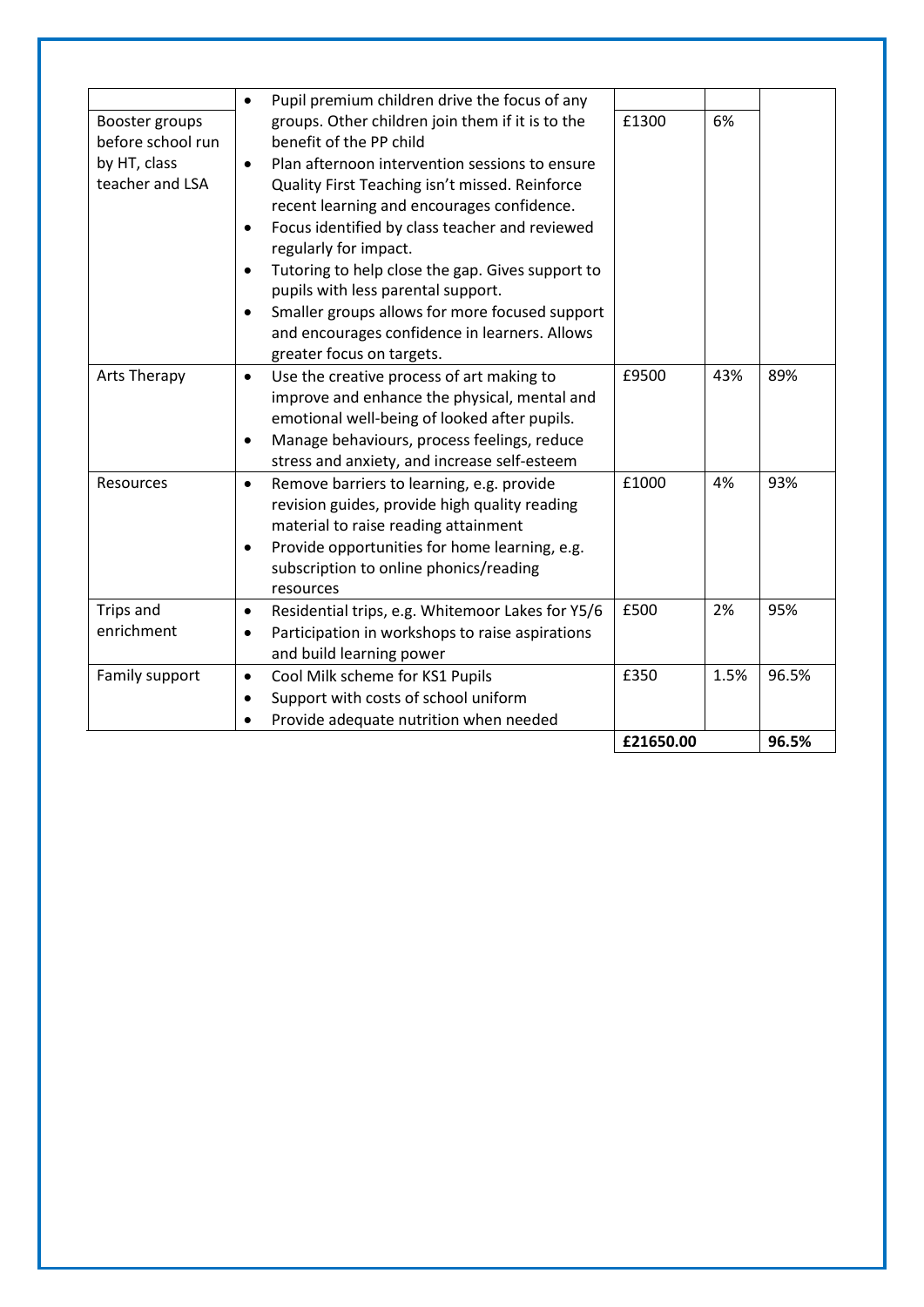| | | | | |
|---|---|---|---|---|
| Booster groups before school run by HT, class teacher and LSA | • Pupil premium children drive the focus of any groups. Other children join them if it is to the benefit of the PP child<br>• Plan afternoon intervention sessions to ensure Quality First Teaching isn't missed. Reinforce recent learning and encourages confidence.<br>• Focus identified by class teacher and reviewed regularly for impact.<br>• Tutoring to help close the gap. Gives support to pupils with less parental support.<br>• Smaller groups allows for more focused support and encourages confidence in learners. Allows greater focus on targets. | £1300 | 6% | |
| Arts Therapy | • Use the creative process of art making to improve and enhance the physical, mental and emotional well-being of looked after pupils.<br>• Manage behaviours, process feelings, reduce stress and anxiety, and increase self-esteem | £9500 | 43% | 89% |
| Resources | • Remove barriers to learning, e.g. provide revision guides, provide high quality reading material to raise reading attainment<br>• Provide opportunities for home learning, e.g. subscription to online phonics/reading resources | £1000 | 4% | 93% |
| Trips and enrichment | • Residential trips, e.g. Whitemoor Lakes for Y5/6<br>• Participation in workshops to raise aspirations and build learning power | £500 | 2% | 95% |
| Family support | • Cool Milk scheme for KS1 Pupils<br>• Support with costs of school uniform<br>• Provide adequate nutrition when needed | £350 | 1.5% | 96.5% |
| | | **£21650.00** | | **96.5%** |